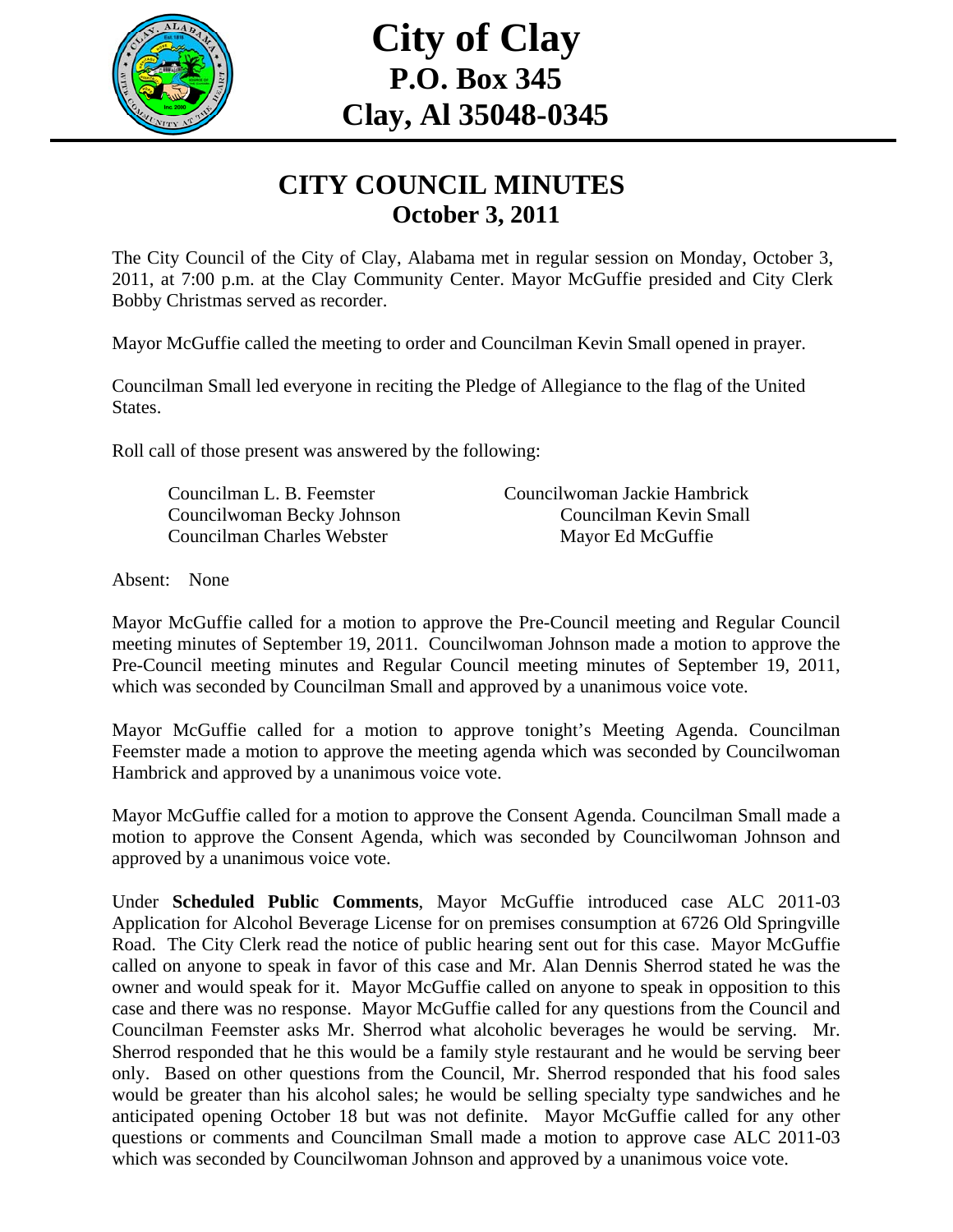# City of Clay
## P.O. Box 345
## Clay, Al 35048-0345

## CITY COUNCIL MINUTES
### October 3, 2011

The City Council of the City of Clay, Alabama met in regular session on Monday, October 3, 2011, at 7:00 p.m. at the Clay Community Center. Mayor McGuffie presided and City Clerk Bobby Christmas served as recorder.

Mayor McGuffie called the meeting to order and Councilman Kevin Small opened in prayer.

Councilman Small led everyone in reciting the Pledge of Allegiance to the flag of the United States.

Roll call of those present was answered by the following:

Councilman L. B. Feemster
Councilwoman Jackie Hambrick
Councilwoman Becky Johnson
Councilman Kevin Small
Councilman Charles Webster
Mayor Ed McGuffie

Absent: None

Mayor McGuffie called for a motion to approve the Pre-Council meeting and Regular Council meeting minutes of September 19, 2011. Councilwoman Johnson made a motion to approve the Pre-Council meeting minutes and Regular Council meeting minutes of September 19, 2011, which was seconded by Councilman Small and approved by a unanimous voice vote.

Mayor McGuffie called for a motion to approve tonight's Meeting Agenda. Councilman Feemster made a motion to approve the meeting agenda which was seconded by Councilwoman Hambrick and approved by a unanimous voice vote.

Mayor McGuffie called for a motion to approve the Consent Agenda. Councilman Small made a motion to approve the Consent Agenda, which was seconded by Councilwoman Johnson and approved by a unanimous voice vote.

Under **Scheduled Public Comments**, Mayor McGuffie introduced case ALC 2011-03 Application for Alcohol Beverage License for on premises consumption at 6726 Old Springville Road. The City Clerk read the notice of public hearing sent out for this case. Mayor McGuffie called on anyone to speak in favor of this case and Mr. Alan Dennis Sherrod stated he was the owner and would speak for it. Mayor McGuffie called on anyone to speak in opposition to this case and there was no response. Mayor McGuffie called for any questions from the Council and Councilman Feemster asks Mr. Sherrod what alcoholic beverages he would be serving. Mr. Sherrod responded that he this would be a family style restaurant and he would be serving beer only. Based on other questions from the Council, Mr. Sherrod responded that his food sales would be greater than his alcohol sales; he would be selling specialty type sandwiches and he anticipated opening October 18 but was not definite. Mayor McGuffie called for any other questions or comments and Councilman Small made a motion to approve case ALC 2011-03 which was seconded by Councilwoman Johnson and approved by a unanimous voice vote.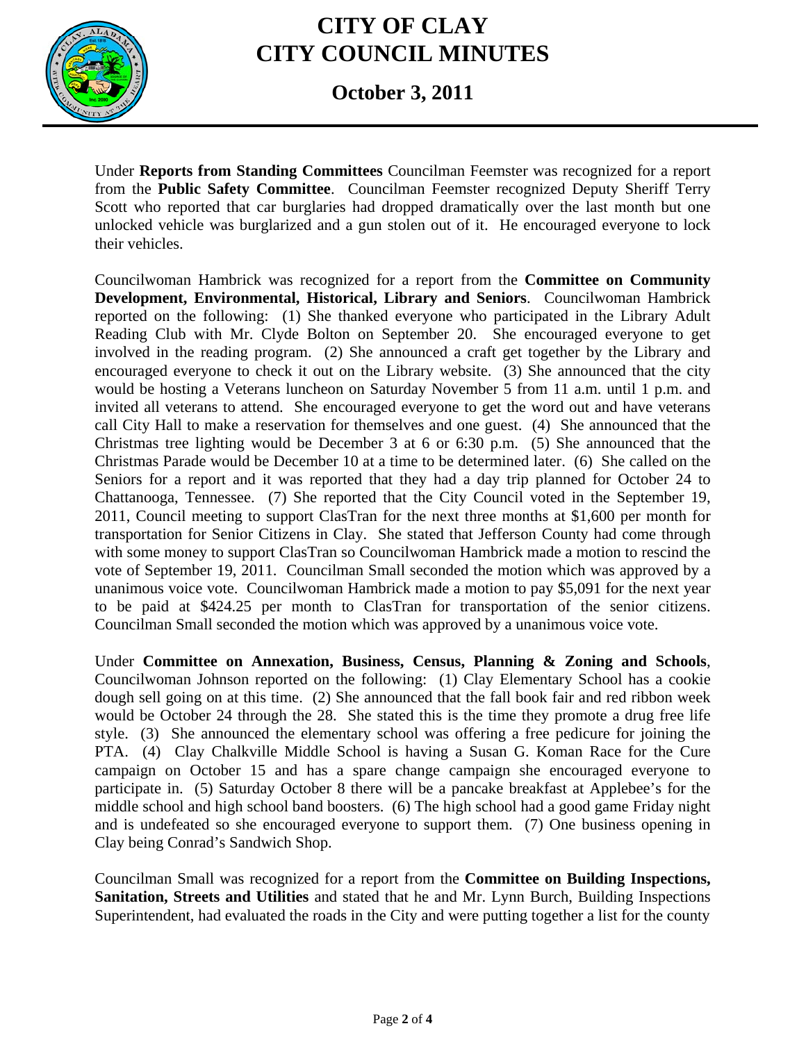Under **Reports from Standing Committees** Councilman Feemster was recognized for a report from the **Public Safety Committee**. Councilman Feemster recognized Deputy Sheriff Terry Scott who reported that car burglaries had dropped dramatically over the last month but one unlocked vehicle was burglarized and a gun stolen out of it. He encouraged everyone to lock their vehicles.

Councilwoman Hambrick was recognized for a report from the **Committee on Community Development, Environmental, Historical, Library and Seniors**. Councilwoman Hambrick reported on the following: (1) She thanked everyone who participated in the Library Adult Reading Club with Mr. Clyde Bolton on September 20. She encouraged everyone to get involved in the reading program. (2) She announced a craft get together by the Library and encouraged everyone to check it out on the Library website. (3) She announced that the city would be hosting a Veterans luncheon on Saturday November 5 from 11 a.m. until 1 p.m. and invited all veterans to attend. She encouraged everyone to get the word out and have veterans call City Hall to make a reservation for themselves and one guest. (4) She announced that the Christmas tree lighting would be December 3 at 6 or 6:30 p.m. (5) She announced that the Christmas Parade would be December 10 at a time to be determined later. (6) She called on the Seniors for a report and it was reported that they had a day trip planned for October 24 to Chattanooga, Tennessee. (7) She reported that the City Council voted in the September 19, 2011, Council meeting to support ClasTran for the next three months at $1,600 per month for transportation for Senior Citizens in Clay. She stated that Jefferson County had come through with some money to support ClasTran so Councilwoman Hambrick made a motion to rescind the vote of September 19, 2011. Councilman Small seconded the motion which was approved by a unanimous voice vote. Councilwoman Hambrick made a motion to pay $5,091 for the next year to be paid at $424.25 per month to ClasTran for transportation of the senior citizens. Councilman Small seconded the motion which was approved by a unanimous voice vote.

Under **Committee on Annexation, Business, Census, Planning & Zoning and Schools**, Councilwoman Johnson reported on the following: (1) Clay Elementary School has a cookie dough sell going on at this time. (2) She announced that the fall book fair and red ribbon week would be October 24 through the 28. She stated this is the time they promote a drug free life style. (3) She announced the elementary school was offering a free pedicure for joining the PTA. (4) Clay Chalkville Middle School is having a Susan G. Koman Race for the Cure campaign on October 15 and has a spare change campaign she encouraged everyone to participate in. (5) Saturday October 8 there will be a pancake breakfast at Applebee's for the middle school and high school band boosters. (6) The high school had a good game Friday night and is undefeated so she encouraged everyone to support them. (7) One business opening in Clay being Conrad's Sandwich Shop.

Councilman Small was recognized for a report from the **Committee on Building Inspections, Sanitation, Streets and Utilities** and stated that he and Mr. Lynn Burch, Building Inspections Superintendent, had evaluated the roads in the City and were putting together a list for the county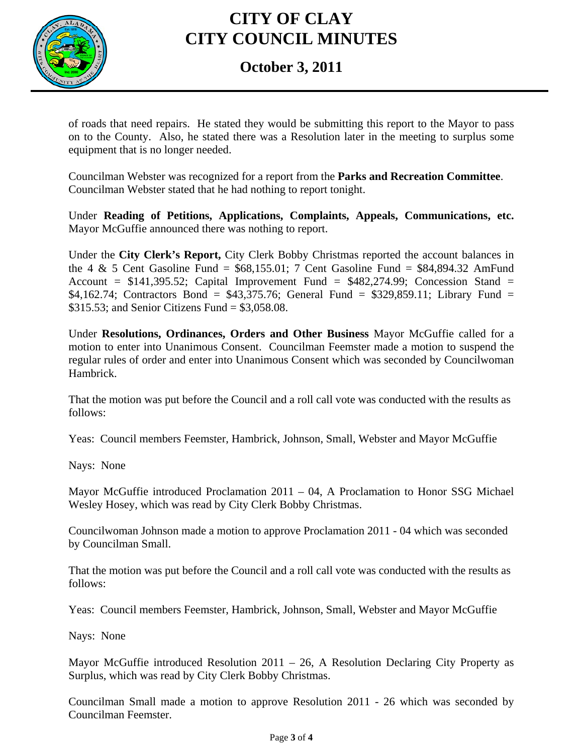of roads that need repairs. He stated they would be submitting this report to the Mayor to pass on to the County. Also, he stated there was a Resolution later in the meeting to surplus some equipment that is no longer needed.

Councilman Webster was recognized for a report from the **Parks and Recreation Committee**. Councilman Webster stated that he had nothing to report tonight.

Under **Reading of Petitions, Applications, Complaints, Appeals, Communications, etc.** Mayor McGuffie announced there was nothing to report.

Under the **City Clerk's Report,** City Clerk Bobby Christmas reported the account balances in the 4 & 5 Cent Gasoline Fund = $68,155.01; 7 Cent Gasoline Fund = $84,894.32 AmFund Account = $141,395.52; Capital Improvement Fund = $482,274.99; Concession Stand = $4,162.74; Contractors Bond = $43,375.76; General Fund = $329,859.11; Library Fund = $315.53; and Senior Citizens Fund = $3,058.08.

Under **Resolutions, Ordinances, Orders and Other Business** Mayor McGuffie called for a motion to enter into Unanimous Consent. Councilman Feemster made a motion to suspend the regular rules of order and enter into Unanimous Consent which was seconded by Councilwoman Hambrick.

That the motion was put before the Council and a roll call vote was conducted with the results as follows:

Yeas: Council members Feemster, Hambrick, Johnson, Small, Webster and Mayor McGuffie

Nays: None

Mayor McGuffie introduced Proclamation 2011 – 04, A Proclamation to Honor SSG Michael Wesley Hosey, which was read by City Clerk Bobby Christmas.

Councilwoman Johnson made a motion to approve Proclamation 2011 - 04 which was seconded by Councilman Small.

That the motion was put before the Council and a roll call vote was conducted with the results as follows:

Yeas: Council members Feemster, Hambrick, Johnson, Small, Webster and Mayor McGuffie

Nays: None

Mayor McGuffie introduced Resolution 2011 – 26, A Resolution Declaring City Property as Surplus, which was read by City Clerk Bobby Christmas.

Councilman Small made a motion to approve Resolution 2011 - 26 which was seconded by Councilman Feemster.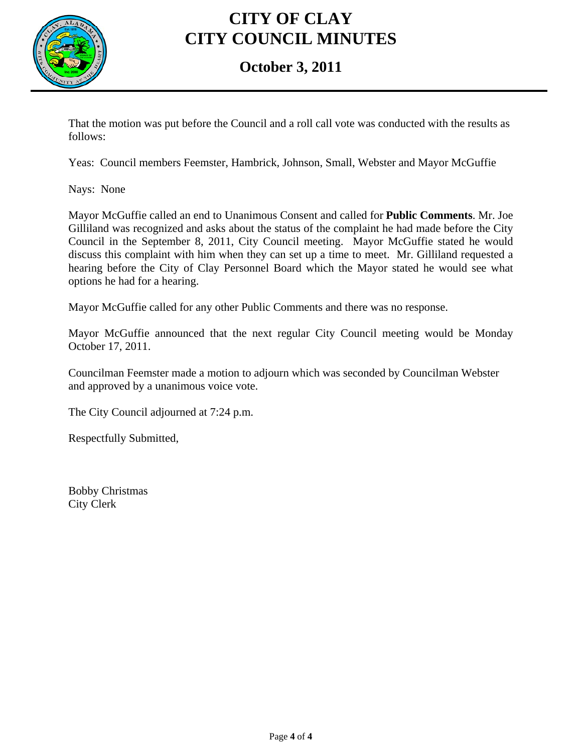# CITY OF CLAY
# CITY COUNCIL MINUTES

## October 3, 2011

That the motion was put before the Council and a roll call vote was conducted with the results as follows:

Yeas: Council members Feemster, Hambrick, Johnson, Small, Webster and Mayor McGuffie

Nays: None

Mayor McGuffie called an end to Unanimous Consent and called for **Public Comments**. Mr. Joe Gilliland was recognized and asks about the status of the complaint he had made before the City Council in the September 8, 2011, City Council meeting. Mayor McGuffie stated he would discuss this complaint with him when they can set up a time to meet. Mr. Gilliland requested a hearing before the City of Clay Personnel Board which the Mayor stated he would see what options he had for a hearing.

Mayor McGuffie called for any other Public Comments and there was no response.

Mayor McGuffie announced that the next regular City Council meeting would be Monday October 17, 2011.

Councilman Feemster made a motion to adjourn which was seconded by Councilman Webster and approved by a unanimous voice vote.

The City Council adjourned at 7:24 p.m.

Respectfully Submitted,

Bobby Christmas
City Clerk